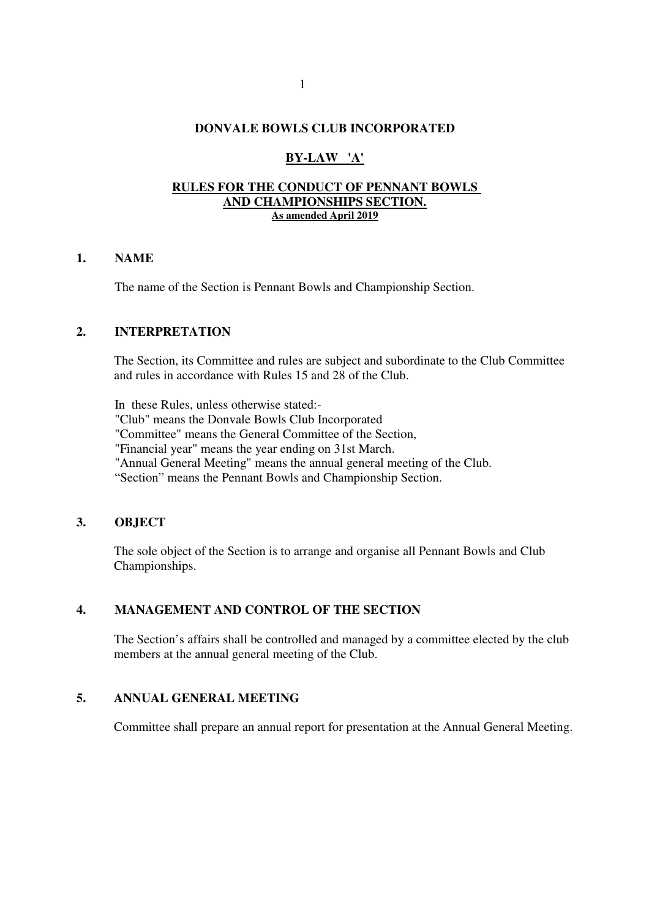# DONVALE BOWLS CLUB INCORPORATED

## BY-LAW 'A'

## RULES FOR THE CONDUCT OF PENNANT BOWLS AND CHAMPIONSHIPS SECTION.

**As amended April 2019**

### 1. NAME

The name of the Section is Pennant Bowls and Championship Section.

### 2. INTERPRETATION

The Section, its Committee and rules are subject and subordinate to the Club Committee and rules in accordance with Rules 15 and 28 of the Club.

In these Rules, unless otherwise stated:-
"Club" means the Donvale Bowls Club Incorporated
"Committee" means the General Committee of the Section,
"Financial year" means the year ending on 31st March.
"Annual General Meeting" means the annual general meeting of the Club.
"Section" means the Pennant Bowls and Championship Section.

### 3. OBJECT

The sole object of the Section is to arrange and organise all Pennant Bowls and Club Championships.

### 4. MANAGEMENT AND CONTROL OF THE SECTION

The Section's affairs shall be controlled and managed by a committee elected by the club members at the annual general meeting of the Club.

### 5. ANNUAL GENERAL MEETING

Committee shall prepare an annual report for presentation at the Annual General Meeting.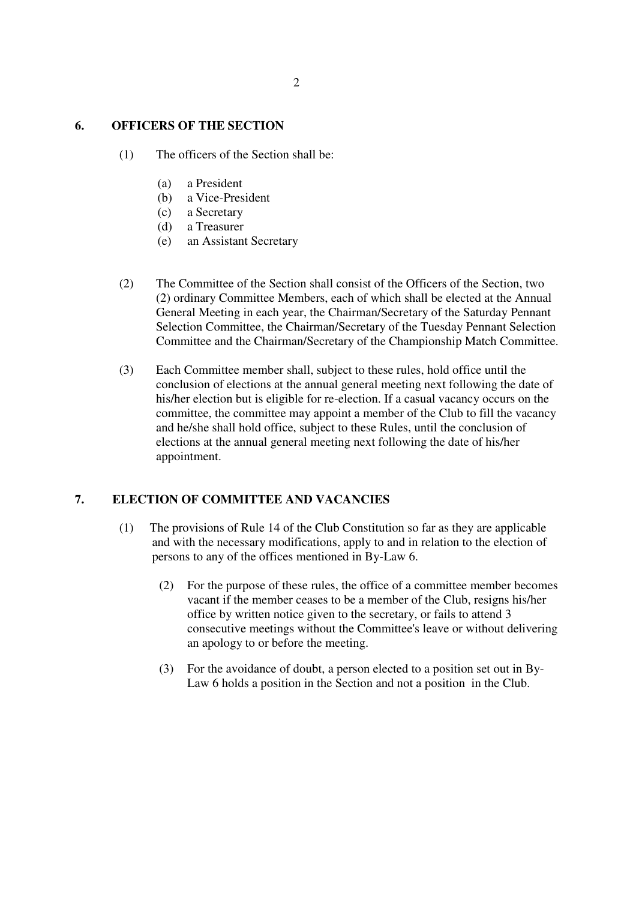## 6. OFFICERS OF THE SECTION

(1) The officers of the Section shall be:

- (a) a President
- (b) a Vice-President
- (c) a Secretary
- (d) a Treasurer
- (e) an Assistant Secretary

(2) The Committee of the Section shall consist of the Officers of the Section, two (2) ordinary Committee Members, each of which shall be elected at the Annual General Meeting in each year, the Chairman/Secretary of the Saturday Pennant Selection Committee, the Chairman/Secretary of the Tuesday Pennant Selection Committee and the Chairman/Secretary of the Championship Match Committee.

(3) Each Committee member shall, subject to these rules, hold office until the conclusion of elections at the annual general meeting next following the date of his/her election but is eligible for re-election. If a casual vacancy occurs on the committee, the committee may appoint a member of the Club to fill the vacancy and he/she shall hold office, subject to these Rules, until the conclusion of elections at the annual general meeting next following the date of his/her appointment.

## 7. ELECTION OF COMMITTEE AND VACANCIES

(1) The provisions of Rule 14 of the Club Constitution so far as they are applicable and with the necessary modifications, apply to and in relation to the election of persons to any of the offices mentioned in By-Law 6.

(2) For the purpose of these rules, the office of a committee member becomes vacant if the member ceases to be a member of the Club, resigns his/her office by written notice given to the secretary, or fails to attend 3 consecutive meetings without the Committee's leave or without delivering an apology to or before the meeting.

(3) For the avoidance of doubt, a person elected to a position set out in By-Law 6 holds a position in the Section and not a position in the Club.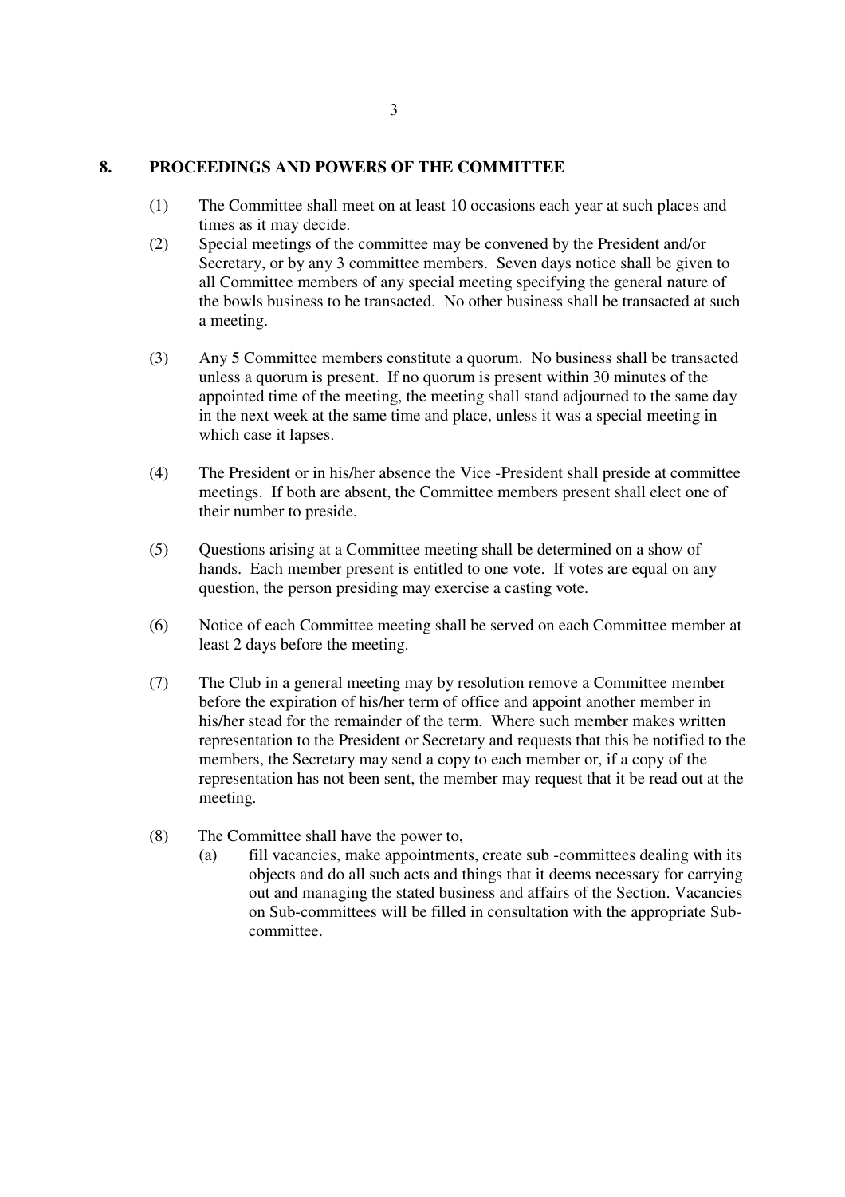## 8. PROCEEDINGS AND POWERS OF THE COMMITTEE

(1) The Committee shall meet on at least 10 occasions each year at such places and times as it may decide.

(2) Special meetings of the committee may be convened by the President and/or Secretary, or by any 3 committee members. Seven days notice shall be given to all Committee members of any special meeting specifying the general nature of the bowls business to be transacted. No other business shall be transacted at such a meeting.

(3) Any 5 Committee members constitute a quorum. No business shall be transacted unless a quorum is present. If no quorum is present within 30 minutes of the appointed time of the meeting, the meeting shall stand adjourned to the same day in the next week at the same time and place, unless it was a special meeting in which case it lapses.

(4) The President or in his/her absence the Vice -President shall preside at committee meetings. If both are absent, the Committee members present shall elect one of their number to preside.

(5) Questions arising at a Committee meeting shall be determined on a show of hands. Each member present is entitled to one vote. If votes are equal on any question, the person presiding may exercise a casting vote.

(6) Notice of each Committee meeting shall be served on each Committee member at least 2 days before the meeting.

(7) The Club in a general meeting may by resolution remove a Committee member before the expiration of his/her term of office and appoint another member in his/her stead for the remainder of the term. Where such member makes written representation to the President or Secretary and requests that this be notified to the members, the Secretary may send a copy to each member or, if a copy of the representation has not been sent, the member may request that it be read out at the meeting.

(8) The Committee shall have the power to,

   (a) fill vacancies, make appointments, create sub -committees dealing with its objects and do all such acts and things that it deems necessary for carrying out and managing the stated business and affairs of the Section. Vacancies on Sub-committees will be filled in consultation with the appropriate Sub-committee.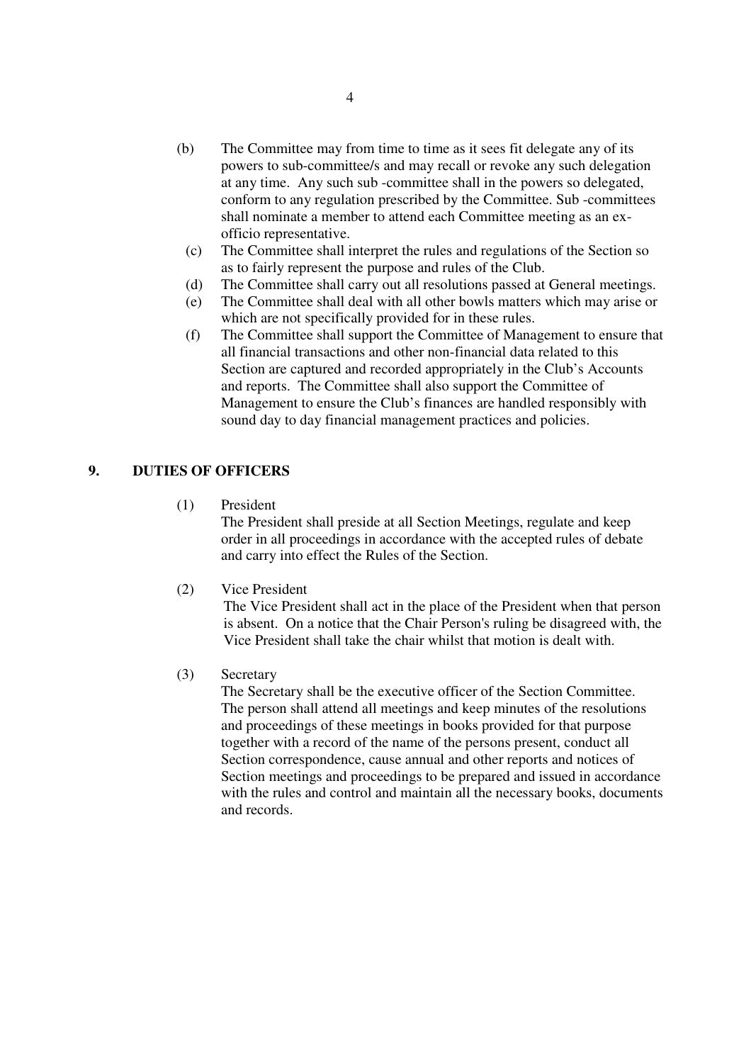(b) The Committee may from time to time as it sees fit delegate any of its powers to sub-committee/s and may recall or revoke any such delegation at any time. Any such sub -committee shall in the powers so delegated, conform to any regulation prescribed by the Committee. Sub -committees shall nominate a member to attend each Committee meeting as an ex-officio representative.

(c) The Committee shall interpret the rules and regulations of the Section so as to fairly represent the purpose and rules of the Club.

(d) The Committee shall carry out all resolutions passed at General meetings.

(e) The Committee shall deal with all other bowls matters which may arise or which are not specifically provided for in these rules.

(f) The Committee shall support the Committee of Management to ensure that all financial transactions and other non-financial data related to this Section are captured and recorded appropriately in the Club's Accounts and reports. The Committee shall also support the Committee of Management to ensure the Club's finances are handled responsibly with sound day to day financial management practices and policies.

## 9. DUTIES OF OFFICERS

(1) President

The President shall preside at all Section Meetings, regulate and keep order in all proceedings in accordance with the accepted rules of debate and carry into effect the Rules of the Section.

(2) Vice President

The Vice President shall act in the place of the President when that person is absent. On a notice that the Chair Person's ruling be disagreed with, the Vice President shall take the chair whilst that motion is dealt with.

(3) Secretary

The Secretary shall be the executive officer of the Section Committee. The person shall attend all meetings and keep minutes of the resolutions and proceedings of these meetings in books provided for that purpose together with a record of the name of the persons present, conduct all Section correspondence, cause annual and other reports and notices of Section meetings and proceedings to be prepared and issued in accordance with the rules and control and maintain all the necessary books, documents and records.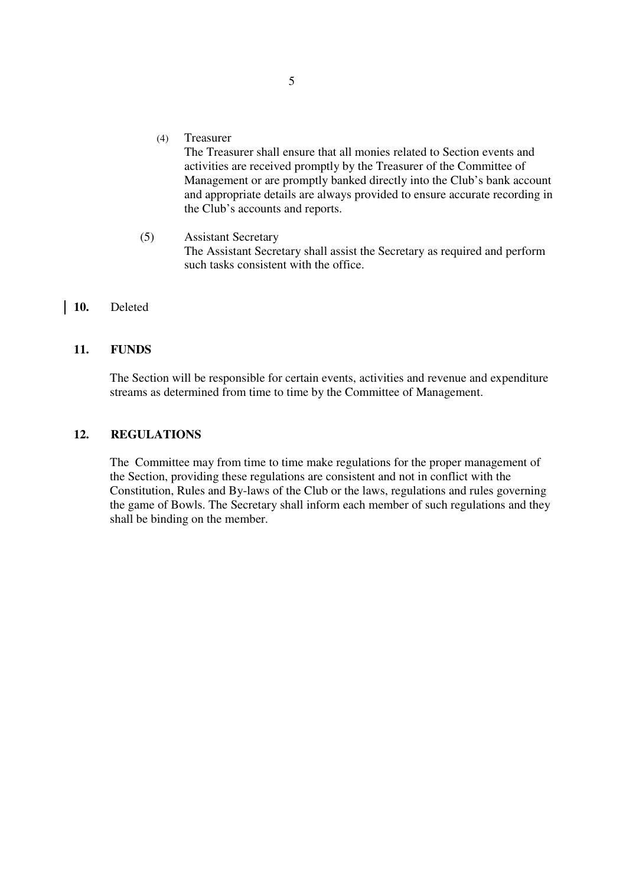(4) Treasurer

The Treasurer shall ensure that all monies related to Section events and activities are received promptly by the Treasurer of the Committee of Management or are promptly banked directly into the Club's bank account and appropriate details are always provided to ensure accurate recording in the Club's accounts and reports.

(5) Assistant Secretary

The Assistant Secretary shall assist the Secretary as required and perform such tasks consistent with the office.

**10.** Deleted

**11. FUNDS**

The Section will be responsible for certain events, activities and revenue and expenditure streams as determined from time to time by the Committee of Management.

**12. REGULATIONS**

The Committee may from time to time make regulations for the proper management of the Section, providing these regulations are consistent and not in conflict with the Constitution, Rules and By-laws of the Club or the laws, regulations and rules governing the game of Bowls. The Secretary shall inform each member of such regulations and they shall be binding on the member.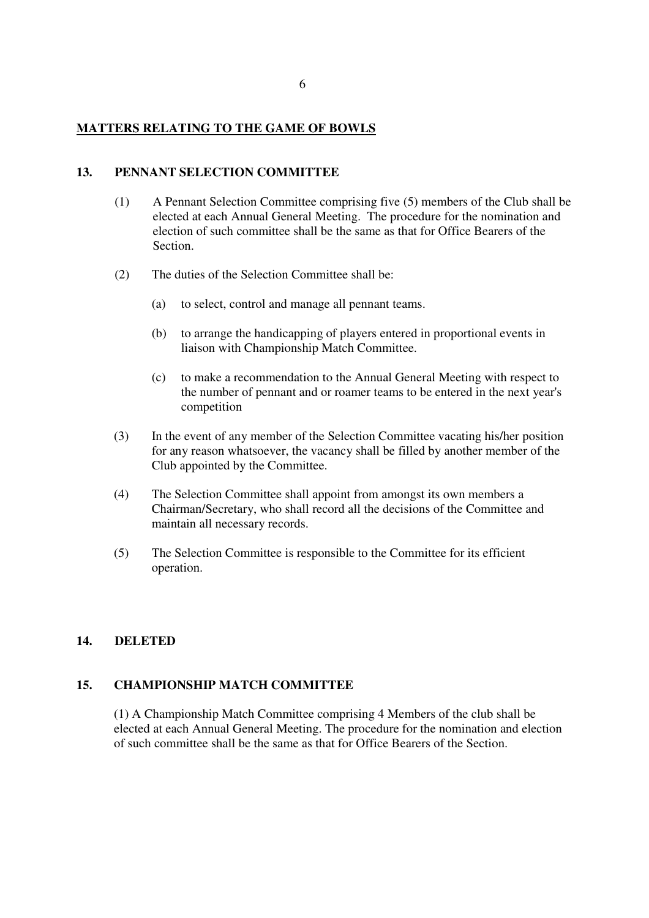## MATTERS RELATING TO THE GAME OF BOWLS

### 13. PENNANT SELECTION COMMITTEE

(1) A Pennant Selection Committee comprising five (5) members of the Club shall be elected at each Annual General Meeting. The procedure for the nomination and election of such committee shall be the same as that for Office Bearers of the Section.

(2) The duties of the Selection Committee shall be:

- (a) to select, control and manage all pennant teams.
- (b) to arrange the handicapping of players entered in proportional events in liaison with Championship Match Committee.
- (c) to make a recommendation to the Annual General Meeting with respect to the number of pennant and or roamer teams to be entered in the next year's competition

(3) In the event of any member of the Selection Committee vacating his/her position for any reason whatsoever, the vacancy shall be filled by another member of the Club appointed by the Committee.

(4) The Selection Committee shall appoint from amongst its own members a Chairman/Secretary, who shall record all the decisions of the Committee and maintain all necessary records.

(5) The Selection Committee is responsible to the Committee for its efficient operation.

### 14. DELETED

### 15. CHAMPIONSHIP MATCH COMMITTEE

(1) A Championship Match Committee comprising 4 Members of the club shall be elected at each Annual General Meeting. The procedure for the nomination and election of such committee shall be the same as that for Office Bearers of the Section.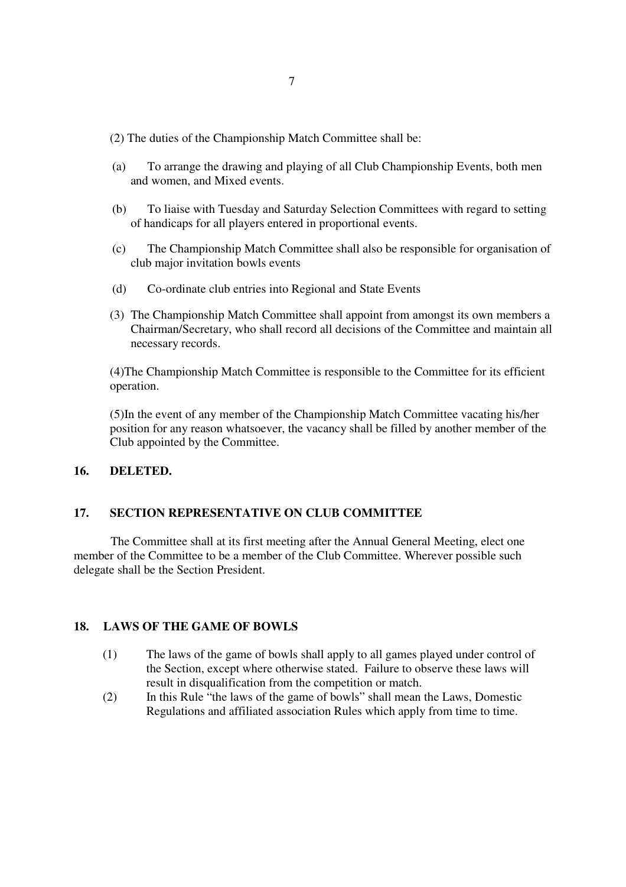(2) The duties of the Championship Match Committee shall be:

(a) To arrange the drawing and playing of all Club Championship Events, both men and women, and Mixed events.

(b) To liaise with Tuesday and Saturday Selection Committees with regard to setting of handicaps for all players entered in proportional events.

(c) The Championship Match Committee shall also be responsible for organisation of club major invitation bowls events

(d) Co-ordinate club entries into Regional and State Events

(3) The Championship Match Committee shall appoint from amongst its own members a Chairman/Secretary, who shall record all decisions of the Committee and maintain all necessary records.

(4)The Championship Match Committee is responsible to the Committee for its efficient operation.

(5)In the event of any member of the Championship Match Committee vacating his/her position for any reason whatsoever, the vacancy shall be filled by another member of the Club appointed by the Committee.

## 16. DELETED.

## 17. SECTION REPRESENTATIVE ON CLUB COMMITTEE

The Committee shall at its first meeting after the Annual General Meeting, elect one member of the Committee to be a member of the Club Committee. Wherever possible such delegate shall be the Section President.

## 18. LAWS OF THE GAME OF BOWLS

(1) The laws of the game of bowls shall apply to all games played under control of the Section, except where otherwise stated. Failure to observe these laws will result in disqualification from the competition or match.

(2) In this Rule "the laws of the game of bowls" shall mean the Laws, Domestic Regulations and affiliated association Rules which apply from time to time.